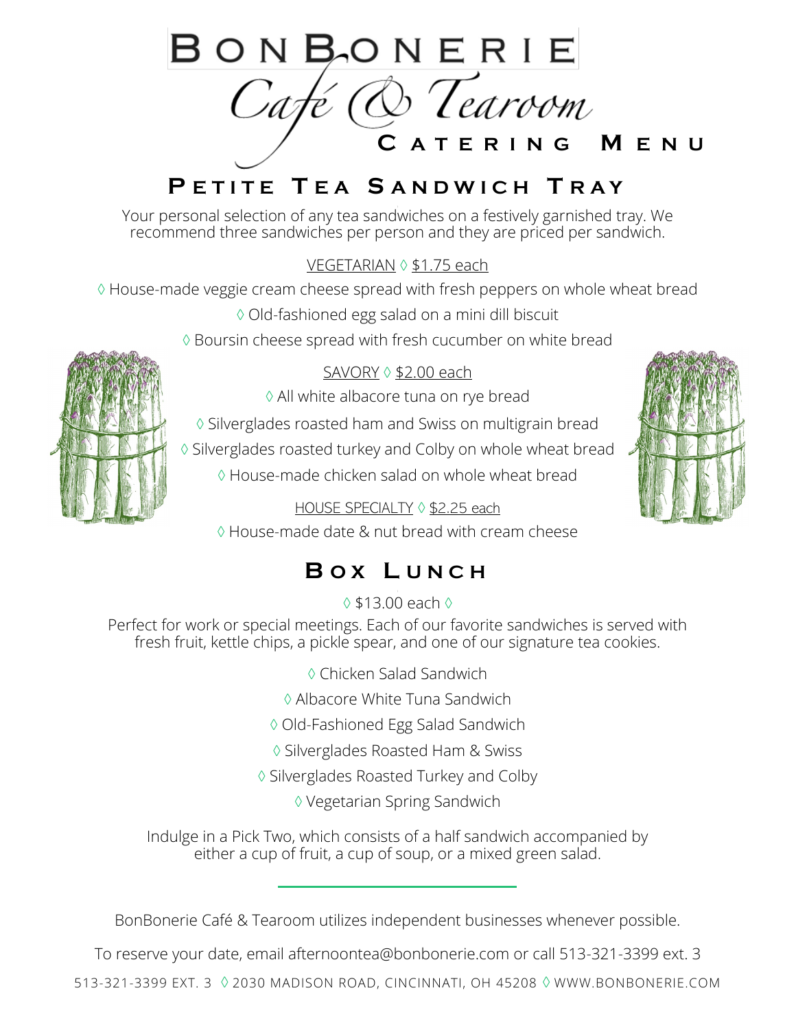# BonBonerie Café & Tearoom

## Catering Menu

## Petite Tea Sandwich Tray

Your personal selection of any tea sandwiches on a festively garnished tray. We recommend three sandwiches per person and they are priced per sandwich.

VEGETARIAN ◊ $1.75 each

◊ House-made veggie cream cheese spread with fresh peppers on whole wheat bread

◊ Old-fashioned egg salad on a mini dill biscuit

◊ Boursin cheese spread with fresh cucumber on white bread

SAVORY ◊ $2.00 each

◊ All white albacore tuna on rye bread

◊ Silverglades roasted ham and Swiss on multigrain bread

◊ Silverglades roasted turkey and Colby on whole wheat bread

◊ House-made chicken salad on whole wheat bread

HOUSE SPECIALTY ◊ $2.25 each

◊ House-made date & nut bread with cream cheese

## Box Lunch

◊ $13.00 each ◊

Perfect for work or special meetings. Each of our favorite sandwiches is served with fresh fruit, kettle chips, a pickle spear, and one of our signature tea cookies.

◊ Chicken Salad Sandwich

◊ Albacore White Tuna Sandwich

◊ Old-Fashioned Egg Salad Sandwich

◊ Silverglades Roasted Ham & Swiss

◊ Silverglades Roasted Turkey and Colby

◊ Vegetarian Spring Sandwich

Indulge in a Pick Two, which consists of a half sandwich accompanied by either a cup of fruit, a cup of soup, or a mixed green salad.

---

BonBonerie Café & Tearoom utilizes independent businesses whenever possible.

To reserve your date, email afternoontea@bonbonerie.com or call 513-321-3399 ext. 3

513-321-3399 EXT. 3 ◊ 2030 MADISON ROAD, CINCINNATI, OH 45208 ◊ WWW.BONBONERIE.COM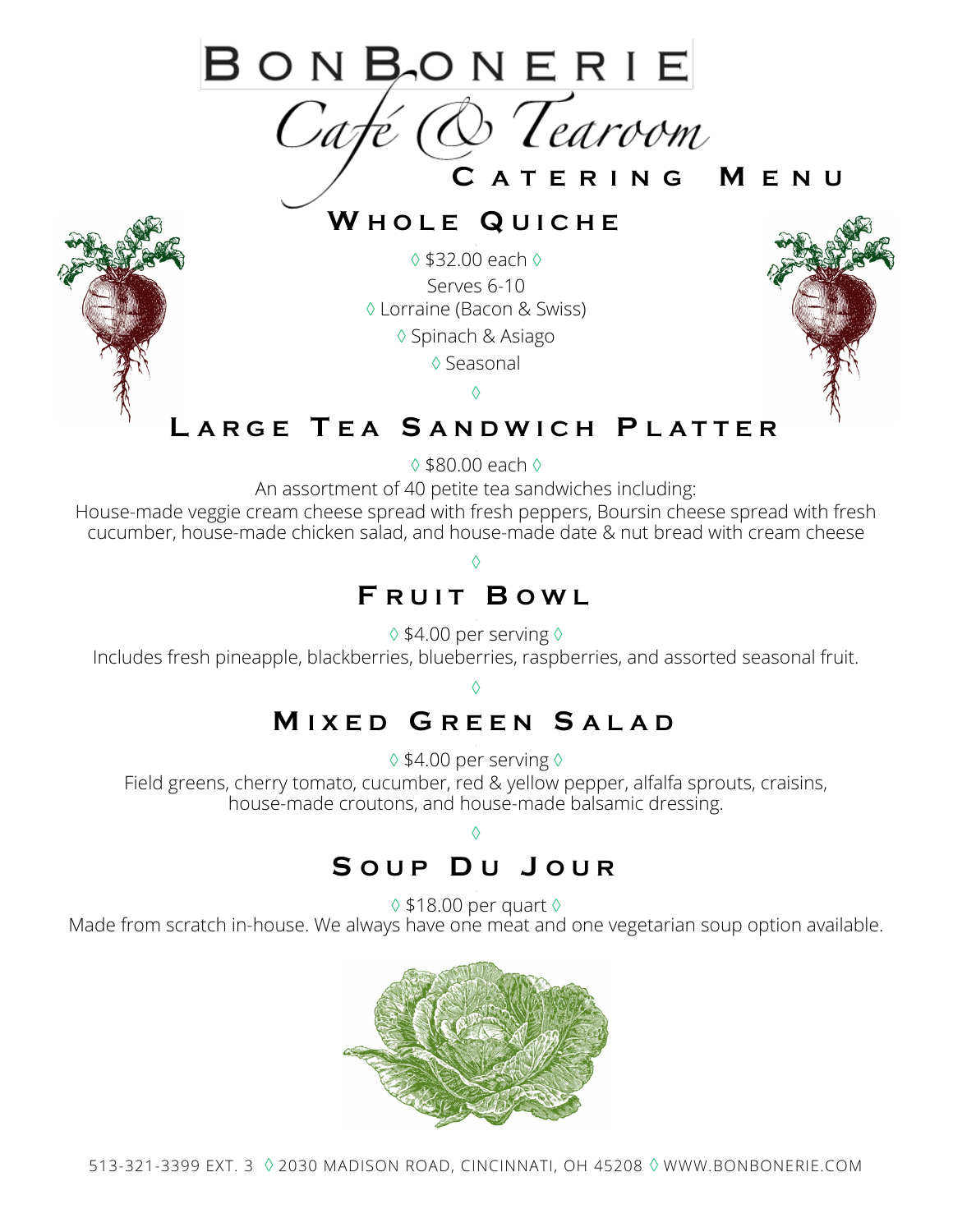# BonBonerie Café & Tearoom

## Catering Menu

## Whole Quiche

◊ $32.00 each ◊

Serves 6-10

◊ Lorraine (Bacon & Swiss)

◊ Spinach & Asiago

◊ Seasonal

◊

## Large Tea Sandwich Platter

◊ $80.00 each ◊

An assortment of 40 petite tea sandwiches including:

House-made veggie cream cheese spread with fresh peppers, Boursin cheese spread with fresh cucumber, house-made chicken salad, and house-made date & nut bread with cream cheese

◊

## Fruit Bowl

◊ $4.00 per serving ◊

Includes fresh pineapple, blackberries, blueberries, raspberries, and assorted seasonal fruit.

◊

## Mixed Green Salad

◊ $4.00 per serving ◊

Field greens, cherry tomato, cucumber, red & yellow pepper, alfalfa sprouts, craisins, house-made croutons, and house-made balsamic dressing.

◊

## Soup Du Jour

◊ $18.00 per quart ◊

Made from scratch in-house. We always have one meat and one vegetarian soup option available.

513-321-3399 EXT. 3 ◊ 2030 MADISON ROAD, CINCINNATI, OH 45208 ◊ WWW.BONBONERIE.COM